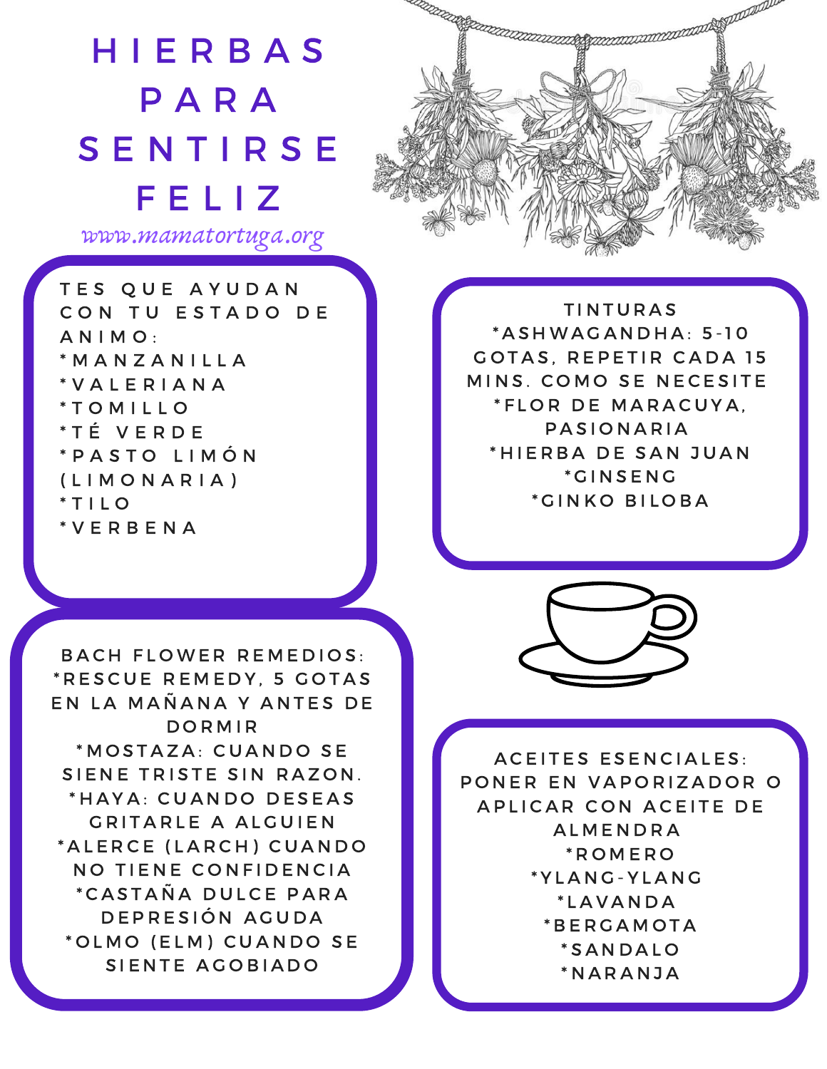# HIERBAS PARA SENTIRSE FELIZ

www.mamatortuga.org

TES QUE AYUDAN CON TU ESTADO DE ANIMO:
*MANZANILLA
*VALERIANA
*TOMILLO
*TÉ VERDE
*PASTO LIMÓN (LIMONARIA)
*TILO
*VERBENA

TINTURAS
*ASHWAGANDHA: 5-10 GOTAS, REPETIR CADA 15 MINS. COMO SE NECESITE
*FLOR DE MARACUYA, PASIONARIA
*HIERBA DE SAN JUAN
*GINSENG
*GINKO BILOBA

BACH FLOWER REMEDIOS:
*RESCUE REMEDY, 5 GOTAS EN LA MAÑANA Y ANTES DE DORMIR
*MOSTAZA: CUANDO SE SIENE TRISTE SIN RAZON.
*HAYA: CUANDO DESEAS GRITARLE A ALGUIEN
*ALERCE (LARCH) CUANDO NO TIENE CONFIDENCIA
*CASTAÑA DULCE PARA DEPRESIÓN AGUDA
*OLMO (ELM) CUANDO SE SIENTE AGOBIADO

ACEITES ESENCIALES: PONER EN VAPORIZADOR O APLICAR CON ACEITE DE ALMENDRA
*ROMERO
*YLANG-YLANG
*LAVANDA
*BERGAMOTA
*SANDALO
*NARANJA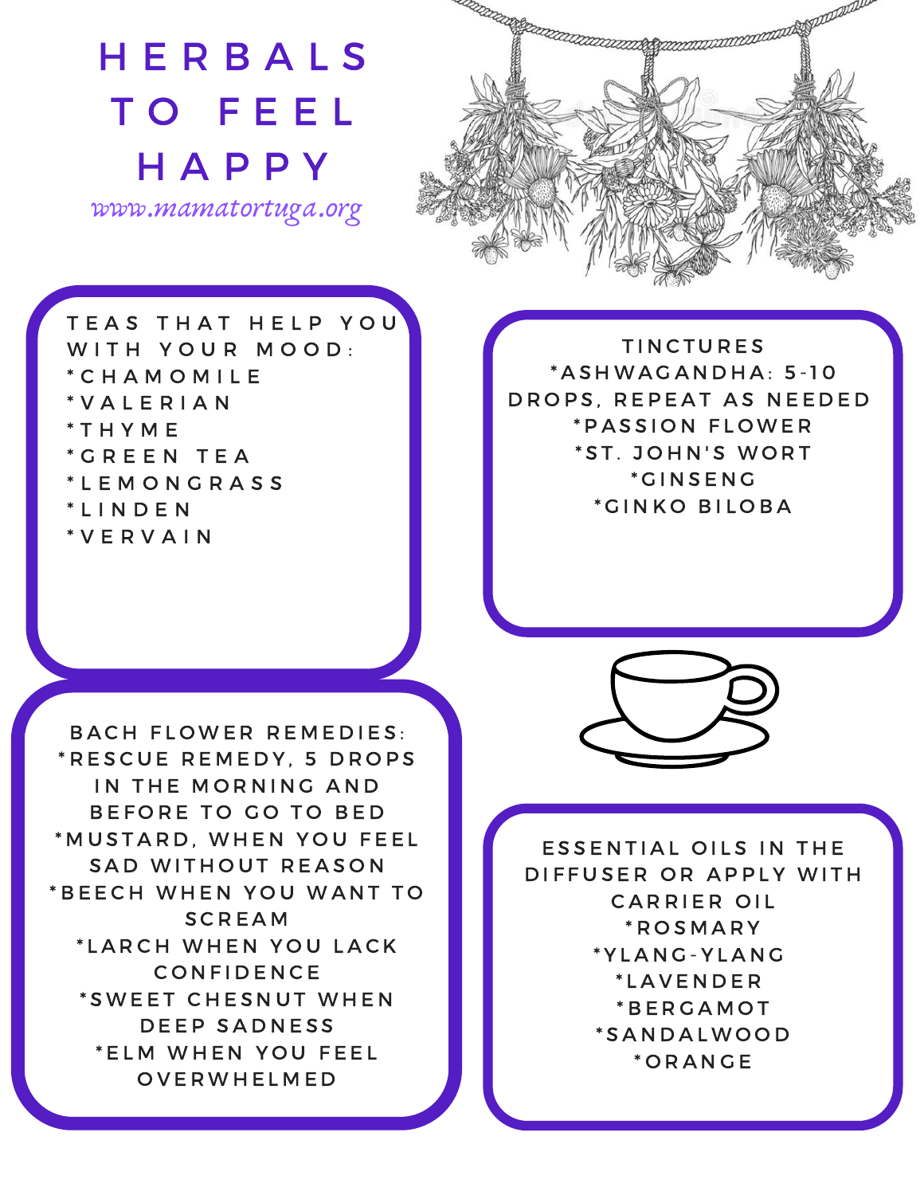# HERBALS TO FEEL HAPPY

www.mamatortuga.org

TEAS THAT HELP YOU WITH YOUR MOOD:
*CHAMOMILE
*VALERIAN
*THYME
*GREEN TEA
*LEMONGRASS
*LINDEN
*VERVAIN

TINCTURES
*ASHWAGANDHA: 5-10 DROPS, REPEAT AS NEEDED
*PASSION FLOWER
*ST. JOHN'S WORT
*GINSENG
*GINKO BILOBA

BACH FLOWER REMEDIES:
*RESCUE REMEDY, 5 DROPS IN THE MORNING AND BEFORE TO GO TO BED
*MUSTARD, WHEN YOU FEEL SAD WITHOUT REASON
*BEECH WHEN YOU WANT TO SCREAM
*LARCH WHEN YOU LACK CONFIDENCE
*SWEET CHESNUT WHEN DEEP SADNESS
*ELM WHEN YOU FEEL OVERWHELMED

ESSENTIAL OILS IN THE DIFFUSER OR APPLY WITH CARRIER OIL
*ROSMARY
*YLANG-YLANG
*LAVENDER
*BERGAMOT
*SANDALWOOD
*ORANGE